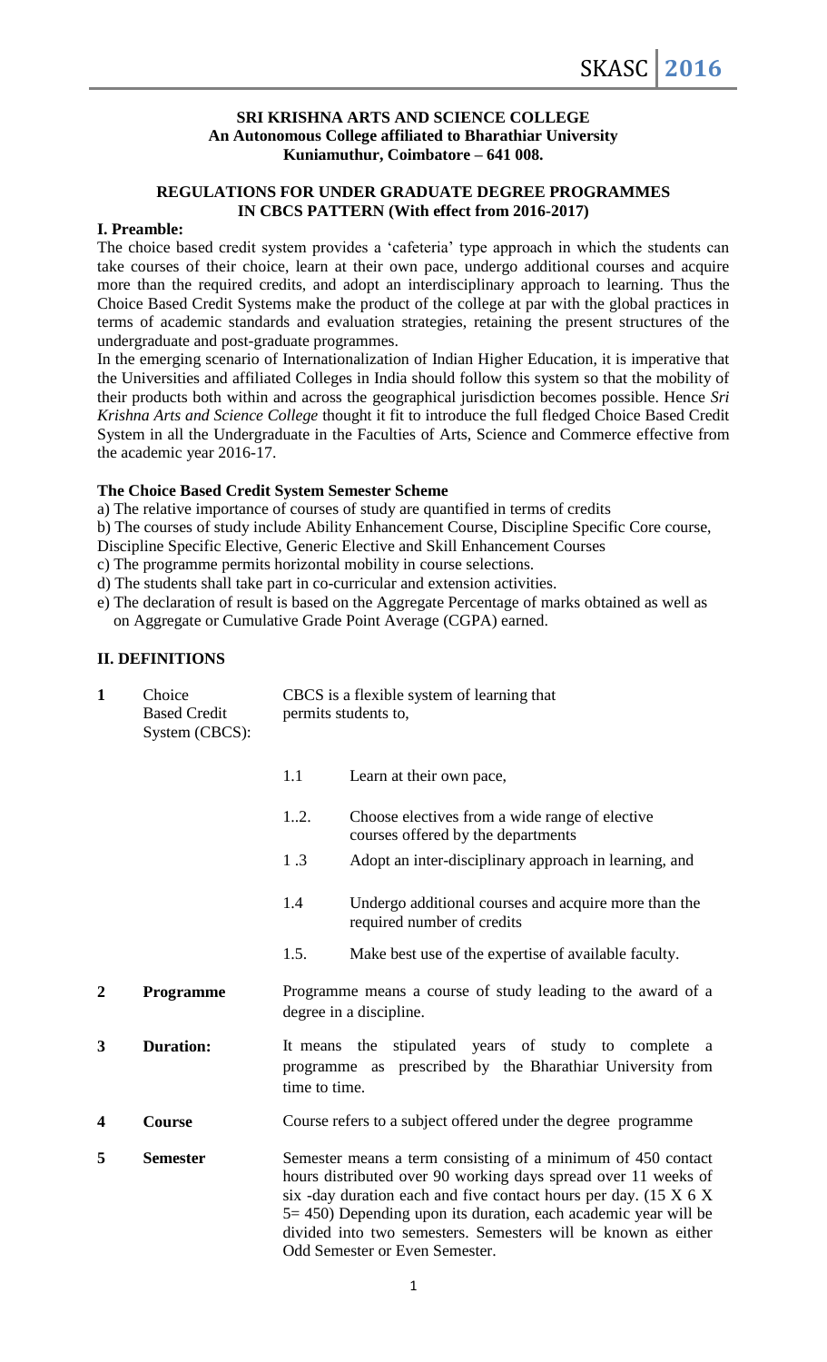**SRI KRISHNA ARTS AND SCIENCE COLLEGE**
**An Autonomous College affiliated to Bharathiar University**
**Kuniamuthur, Coimbatore – 641 008.**

**REGULATIONS FOR UNDER GRADUATE DEGREE PROGRAMMES IN CBCS PATTERN (With effect from 2016-2017)**

## I. Preamble:

The choice based credit system provides a 'cafeteria' type approach in which the students can take courses of their choice, learn at their own pace, undergo additional courses and acquire more than the required credits, and adopt an interdisciplinary approach to learning. Thus the Choice Based Credit Systems make the product of the college at par with the global practices in terms of academic standards and evaluation strategies, retaining the present structures of the undergraduate and post-graduate programmes.

In the emerging scenario of Internationalization of Indian Higher Education, it is imperative that the Universities and affiliated Colleges in India should follow this system so that the mobility of their products both within and across the geographical jurisdiction becomes possible. Hence *Sri Krishna Arts and Science College* thought it fit to introduce the full fledged Choice Based Credit System in all the Undergraduate in the Faculties of Arts, Science and Commerce effective from the academic year 2016-17.

**The Choice Based Credit System Semester Scheme**

a) The relative importance of courses of study are quantified in terms of credits
b) The courses of study include Ability Enhancement Course, Discipline Specific Core course, Discipline Specific Elective, Generic Elective and Skill Enhancement Courses
c) The programme permits horizontal mobility in course selections.
d) The students shall take part in co-curricular and extension activities.
e) The declaration of result is based on the Aggregate Percentage of marks obtained as well as on Aggregate or Cumulative Grade Point Average (CGPA) earned.

## II. DEFINITIONS

**1** Choice Based Credit System (CBCS): CBCS is a flexible system of learning that permits students to,

- 1.1 Learn at their own pace,
- 1..2. Choose electives from a wide range of elective courses offered by the departments
- 1 .3 Adopt an inter-disciplinary approach in learning, and
- 1.4 Undergo additional courses and acquire more than the required number of credits
- 1.5. Make best use of the expertise of available faculty.

**2** **Programme** Programme means a course of study leading to the award of a degree in a discipline.

**3** **Duration:** It means the stipulated years of study to complete a programme as prescribed by the Bharathiar University from time to time.

**4** **Course** Course refers to a subject offered under the degree programme

**5** **Semester** Semester means a term consisting of a minimum of 450 contact hours distributed over 90 working days spread over 11 weeks of six -day duration each and five contact hours per day. (15 X 6 X 5= 450) Depending upon its duration, each academic year will be divided into two semesters. Semesters will be known as either Odd Semester or Even Semester.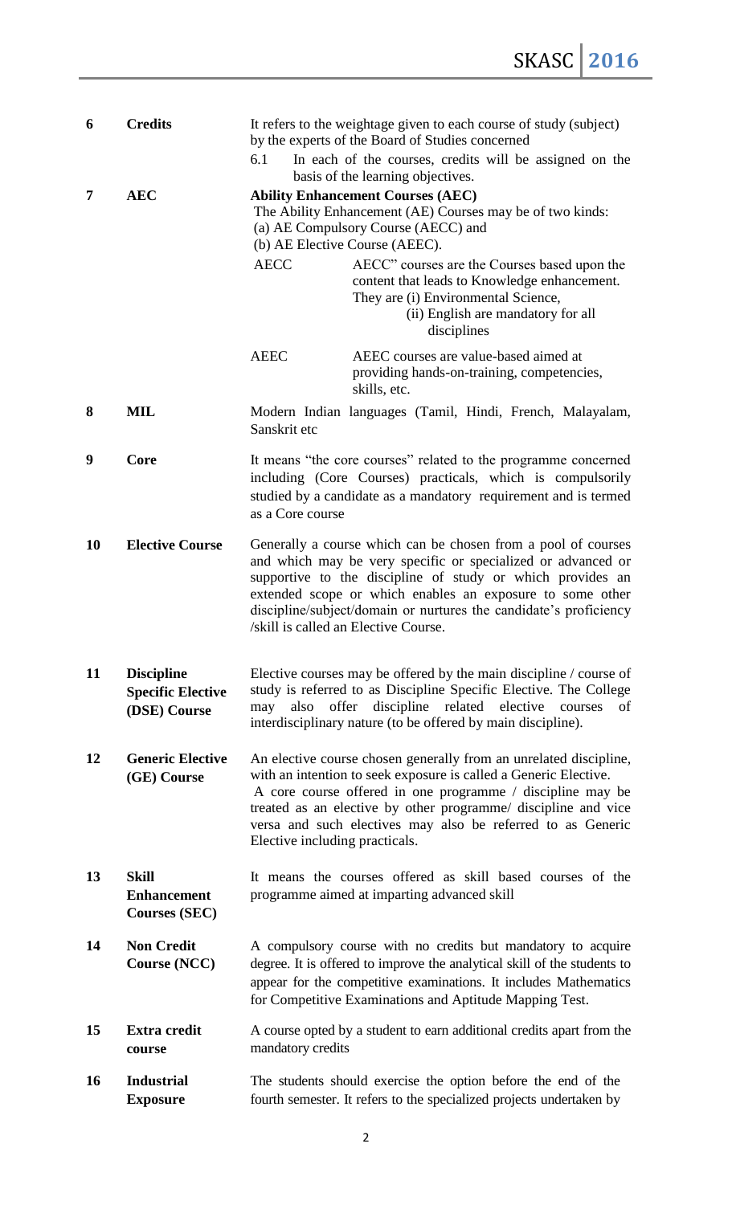| | | |
|---|---|---|
| **6** | **Credits** | It refers to the weightage given to each course of study (subject) by the experts of the Board of Studies concerned<br>6.1 In each of the courses, credits will be assigned on the basis of the learning objectives. |
| **7** | **AEC** | **Ability Enhancement Courses (AEC)**<br>The Ability Enhancement (AE) Courses may be of two kinds:<br>(a) AE Compulsory Course (AECC) and<br>(b) AE Elective Course (AEEC).<br>AECC — AECC" courses are the Courses based upon the content that leads to Knowledge enhancement. They are (i) Environmental Science, (ii) English are mandatory for all disciplines<br>AEEC — AEEC courses are value-based aimed at providing hands-on-training, competencies, skills, etc. |
| **8** | **MIL** | Modern Indian languages (Tamil, Hindi, French, Malayalam, Sanskrit etc |
| **9** | **Core** | It means "the core courses" related to the programme concerned including (Core Courses) practicals, which is compulsorily studied by a candidate as a mandatory requirement and is termed as a Core course |
| **10** | **Elective Course** | Generally a course which can be chosen from a pool of courses and which may be very specific or specialized or advanced or supportive to the discipline of study or which provides an extended scope or which enables an exposure to some other discipline/subject/domain or nurtures the candidate's proficiency /skill is called an Elective Course. |
| **11** | **Discipline Specific Elective (DSE) Course** | Elective courses may be offered by the main discipline / course of study is referred to as Discipline Specific Elective. The College may also offer discipline related elective courses of interdisciplinary nature (to be offered by main discipline). |
| **12** | **Generic Elective (GE) Course** | An elective course chosen generally from an unrelated discipline, with an intention to seek exposure is called a Generic Elective. A core course offered in one programme / discipline may be treated as an elective by other programme/ discipline and vice versa and such electives may also be referred to as Generic Elective including practicals. |
| **13** | **Skill Enhancement Courses (SEC)** | It means the courses offered as skill based courses of the programme aimed at imparting advanced skill |
| **14** | **Non Credit Course (NCC)** | A compulsory course with no credits but mandatory to acquire degree. It is offered to improve the analytical skill of the students to appear for the competitive examinations. It includes Mathematics for Competitive Examinations and Aptitude Mapping Test. |
| **15** | **Extra credit course** | A course opted by a student to earn additional credits apart from the mandatory credits |
| **16** | **Industrial Exposure** | The students should exercise the option before the end of the fourth semester. It refers to the specialized projects undertaken by |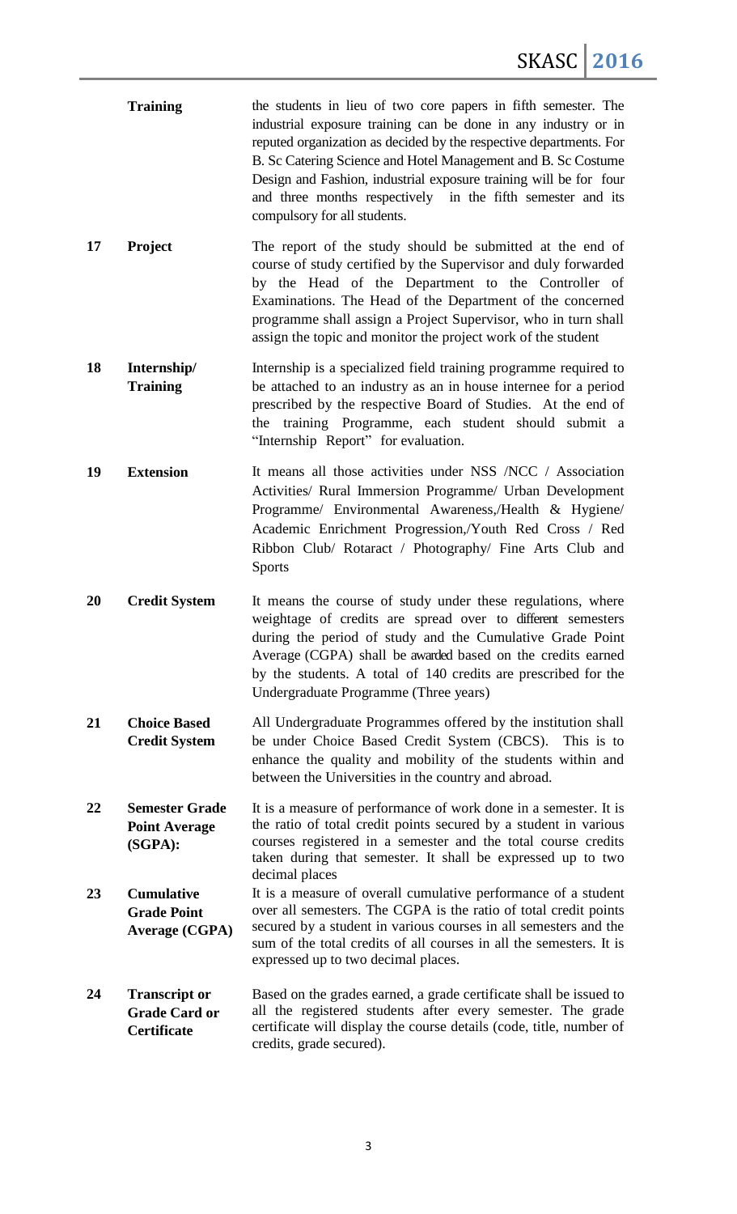| | | |
|---|---|---|
| | **Training** | the students in lieu of two core papers in fifth semester. The industrial exposure training can be done in any industry or in reputed organization as decided by the respective departments. For B. Sc Catering Science and Hotel Management and B. Sc Costume Design and Fashion, industrial exposure training will be for four and three months respectively in the fifth semester and its compulsory for all students. |
| **17** | **Project** | The report of the study should be submitted at the end of course of study certified by the Supervisor and duly forwarded by the Head of the Department to the Controller of Examinations. The Head of the Department of the concerned programme shall assign a Project Supervisor, who in turn shall assign the topic and monitor the project work of the student |
| **18** | **Internship/ Training** | Internship is a specialized field training programme required to be attached to an industry as an in house internee for a period prescribed by the respective Board of Studies. At the end of the training Programme, each student should submit a "Internship Report" for evaluation. |
| **19** | **Extension** | It means all those activities under NSS /NCC / Association Activities/ Rural Immersion Programme/ Urban Development Programme/ Environmental Awareness,/Health & Hygiene/ Academic Enrichment Progression,/Youth Red Cross / Red Ribbon Club/ Rotaract / Photography/ Fine Arts Club and Sports |
| **20** | **Credit System** | It means the course of study under these regulations, where weightage of credits are spread over to different semesters during the period of study and the Cumulative Grade Point Average (CGPA) shall be awarded based on the credits earned by the students. A total of 140 credits are prescribed for the Undergraduate Programme (Three years) |
| **21** | **Choice Based Credit System** | All Undergraduate Programmes offered by the institution shall be under Choice Based Credit System (CBCS). This is to enhance the quality and mobility of the students within and between the Universities in the country and abroad. |
| **22** | **Semester Grade Point Average (SGPA):** | It is a measure of performance of work done in a semester. It is the ratio of total credit points secured by a student in various courses registered in a semester and the total course credits taken during that semester. It shall be expressed up to two decimal places |
| **23** | **Cumulative Grade Point Average (CGPA)** | It is a measure of overall cumulative performance of a student over all semesters. The CGPA is the ratio of total credit points secured by a student in various courses in all semesters and the sum of the total credits of all courses in all the semesters. It is expressed up to two decimal places. |
| **24** | **Transcript or Grade Card or Certificate** | Based on the grades earned, a grade certificate shall be issued to all the registered students after every semester. The grade certificate will display the course details (code, title, number of credits, grade secured). |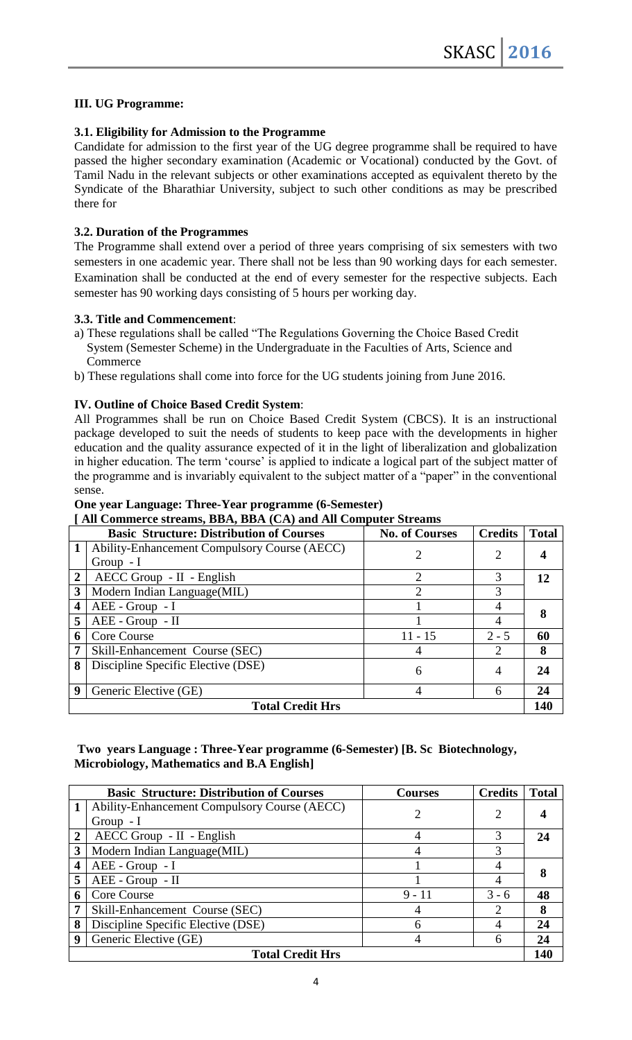### III. UG Programme:

#### 3.1. Eligibility for Admission to the Programme

Candidate for admission to the first year of the UG degree programme shall be required to have passed the higher secondary examination (Academic or Vocational) conducted by the Govt. of Tamil Nadu in the relevant subjects or other examinations accepted as equivalent thereto by the Syndicate of the Bharathiar University, subject to such other conditions as may be prescribed there for

#### 3.2. Duration of the Programmes

The Programme shall extend over a period of three years comprising of six semesters with two semesters in one academic year. There shall not be less than 90 working days for each semester. Examination shall be conducted at the end of every semester for the respective subjects. Each semester has 90 working days consisting of 5 hours per working day.

#### 3.3. Title and Commencement:

a) These regulations shall be called "The Regulations Governing the Choice Based Credit System (Semester Scheme) in the Undergraduate in the Faculties of Arts, Science and Commerce

b) These regulations shall come into force for the UG students joining from June 2016.

### IV. Outline of Choice Based Credit System:

All Programmes shall be run on Choice Based Credit System (CBCS). It is an instructional package developed to suit the needs of students to keep pace with the developments in higher education and the quality assurance expected of it in the light of liberalization and globalization in higher education. The term 'course' is applied to indicate a logical part of the subject matter of the programme and is invariably equivalent to the subject matter of a "paper" in the conventional sense.

**One year Language: Three-Year programme (6-Semester)**
**[ All Commerce streams, BBA, BBA (CA) and All Computer Streams**

| | Basic Structure: Distribution of Courses | No. of Courses | Credits | Total |
|---|---|---|---|---|
| 1 | Ability-Enhancement Compulsory Course (AECC) Group - I | 2 | 2 | 4 |
| 2 | AECC Group - II - English | 2 | 3 | 12 |
| 3 | Modern Indian Language(MIL) | 2 | 3 | |
| 4 | AEE - Group - I | 1 | 4 | 8 |
| 5 | AEE - Group - II | 1 | 4 | |
| 6 | Core Course | 11 - 15 | 2 - 5 | 60 |
| 7 | Skill-Enhancement Course (SEC) | 4 | 2 | 8 |
| 8 | Discipline Specific Elective (DSE) | 6 | 4 | 24 |
| 9 | Generic Elective (GE) | 4 | 6 | 24 |
| | **Total Credit Hrs** | | | **140** |

**Two years Language : Three-Year programme (6-Semester) [B. Sc Biotechnology, Microbiology, Mathematics and B.A English]**

| | Basic Structure: Distribution of Courses | Courses | Credits | Total |
|---|---|---|---|---|
| 1 | Ability-Enhancement Compulsory Course (AECC) Group - I | 2 | 2 | 4 |
| 2 | AECC Group - II - English | 4 | 3 | 24 |
| 3 | Modern Indian Language(MIL) | 4 | 3 | |
| 4 | AEE - Group - I | 1 | 4 | 8 |
| 5 | AEE - Group - II | 1 | 4 | |
| 6 | Core Course | 9 - 11 | 3 - 6 | 48 |
| 7 | Skill-Enhancement Course (SEC) | 4 | 2 | 8 |
| 8 | Discipline Specific Elective (DSE) | 6 | 4 | 24 |
| 9 | Generic Elective (GE) | 4 | 6 | 24 |
| | **Total Credit Hrs** | | | **140** |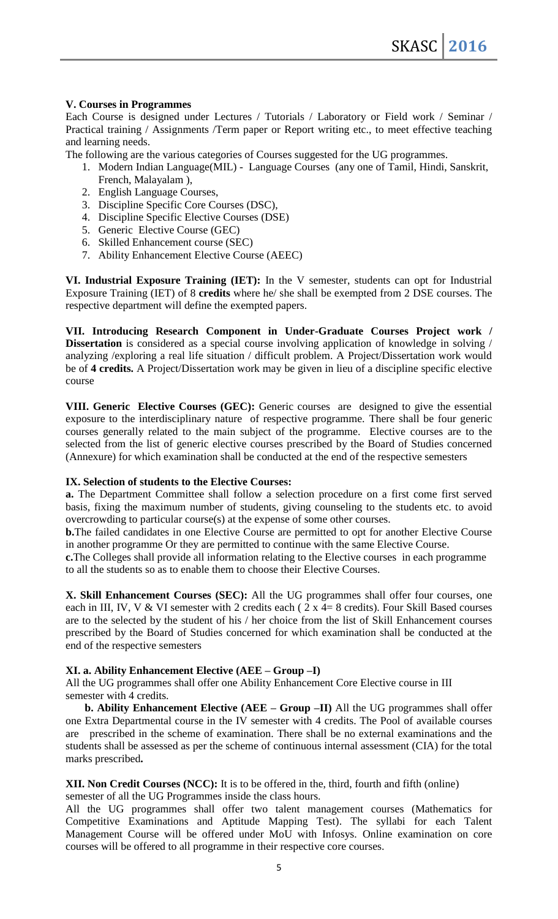**V. Courses in Programmes**

Each Course is designed under Lectures / Tutorials / Laboratory or Field work / Seminar / Practical training / Assignments /Term paper or Report writing etc., to meet effective teaching and learning needs.

The following are the various categories of Courses suggested for the UG programmes.

1. Modern Indian Language(MIL) - Language Courses (any one of Tamil, Hindi, Sanskrit, French, Malayalam ),
2. English Language Courses,
3. Discipline Specific Core Courses (DSC),
4. Discipline Specific Elective Courses (DSE)
5. Generic Elective Course (GEC)
6. Skilled Enhancement course (SEC)
7. Ability Enhancement Elective Course (AEEC)

**VI. Industrial Exposure Training (IET):** In the V semester, students can opt for Industrial Exposure Training (IET) of 8 **credits** where he/ she shall be exempted from 2 DSE courses. The respective department will define the exempted papers.

**VII. Introducing Research Component in Under-Graduate Courses Project work / Dissertation** is considered as a special course involving application of knowledge in solving / analyzing /exploring a real life situation / difficult problem. A Project/Dissertation work would be of **4 credits.** A Project/Dissertation work may be given in lieu of a discipline specific elective course

**VIII. Generic Elective Courses (GEC):** Generic courses are designed to give the essential exposure to the interdisciplinary nature of respective programme. There shall be four generic courses generally related to the main subject of the programme. Elective courses are to the selected from the list of generic elective courses prescribed by the Board of Studies concerned (Annexure) for which examination shall be conducted at the end of the respective semesters

**IX. Selection of students to the Elective Courses:**

**a.** The Department Committee shall follow a selection procedure on a first come first served basis, fixing the maximum number of students, giving counseling to the students etc. to avoid overcrowding to particular course(s) at the expense of some other courses.

**b.**The failed candidates in one Elective Course are permitted to opt for another Elective Course in another programme Or they are permitted to continue with the same Elective Course.

**c.**The Colleges shall provide all information relating to the Elective courses in each programme to all the students so as to enable them to choose their Elective Courses.

**X. Skill Enhancement Courses (SEC):** All the UG programmes shall offer four courses, one each in III, IV, V & VI semester with 2 credits each ( 2 x 4= 8 credits). Four Skill Based courses are to the selected by the student of his / her choice from the list of Skill Enhancement courses prescribed by the Board of Studies concerned for which examination shall be conducted at the end of the respective semesters

**XI. a. Ability Enhancement Elective (AEE – Group –I)**

All the UG programmes shall offer one Ability Enhancement Core Elective course in III semester with 4 credits.

**b. Ability Enhancement Elective (AEE – Group –II)** All the UG programmes shall offer one Extra Departmental course in the IV semester with 4 credits. The Pool of available courses are prescribed in the scheme of examination. There shall be no external examinations and the students shall be assessed as per the scheme of continuous internal assessment (CIA) for the total marks prescribed**.**

**XII. Non Credit Courses (NCC):** It is to be offered in the, third, fourth and fifth (online) semester of all the UG Programmes inside the class hours.

All the UG programmes shall offer two talent management courses (Mathematics for Competitive Examinations and Aptitude Mapping Test). The syllabi for each Talent Management Course will be offered under MoU with Infosys. Online examination on core courses will be offered to all programme in their respective core courses.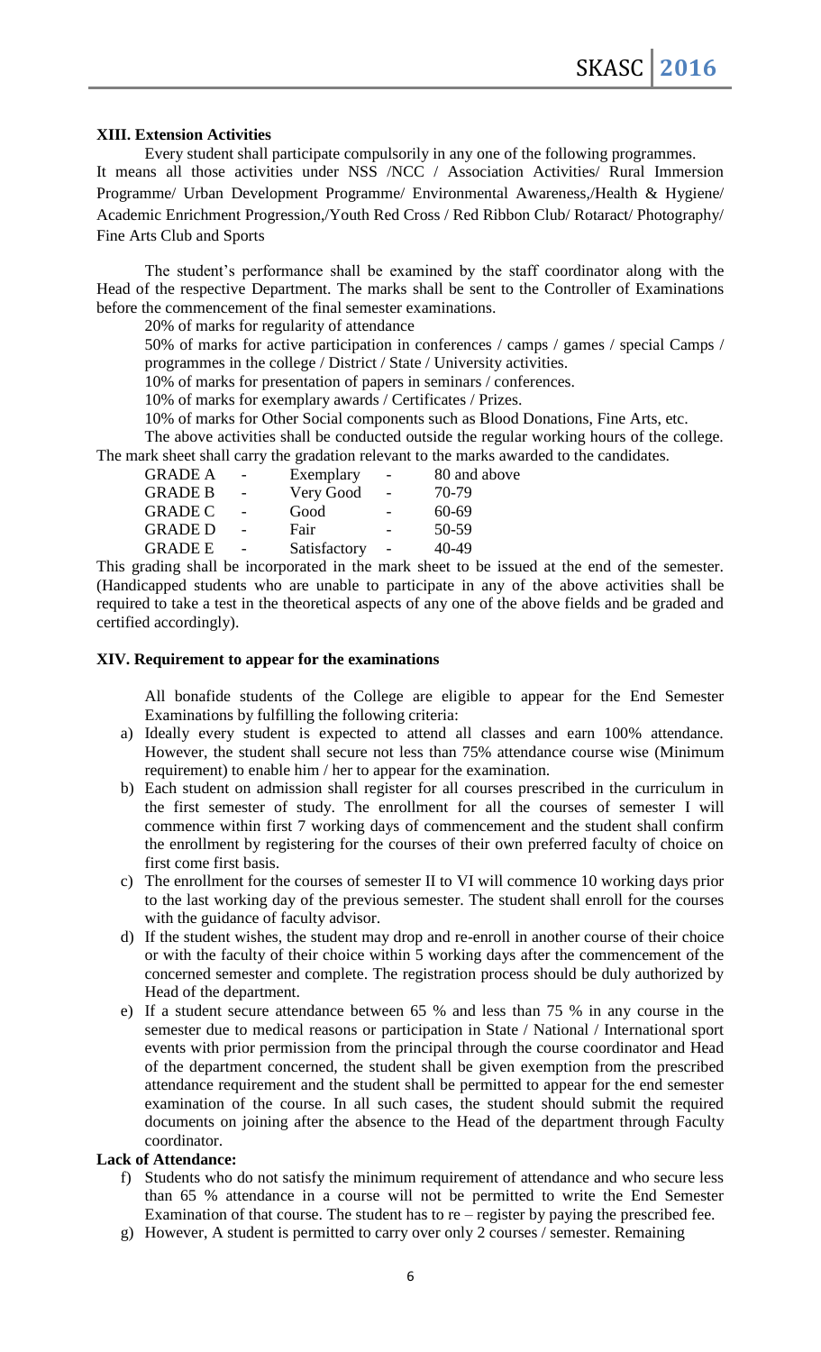### XIII. Extension Activities

Every student shall participate compulsorily in any one of the following programmes. It means all those activities under NSS /NCC / Association Activities/ Rural Immersion Programme/ Urban Development Programme/ Environmental Awareness,/Health & Hygiene/ Academic Enrichment Progression,/Youth Red Cross / Red Ribbon Club/ Rotaract/ Photography/ Fine Arts Club and Sports

The student's performance shall be examined by the staff coordinator along with the Head of the respective Department. The marks shall be sent to the Controller of Examinations before the commencement of the final semester examinations.

20% of marks for regularity of attendance

50% of marks for active participation in conferences / camps / games / special Camps / programmes in the college / District / State / University activities.

10% of marks for presentation of papers in seminars / conferences.

10% of marks for exemplary awards / Certificates / Prizes.

10% of marks for Other Social components such as Blood Donations, Fine Arts, etc.

The above activities shall be conducted outside the regular working hours of the college.

The mark sheet shall carry the gradation relevant to the marks awarded to the candidates.

| | | |
|---|---|---|
| GRADE A | Exemplary | 80 and above |
| GRADE B | Very Good | 70-79 |
| GRADE C | Good | 60-69 |
| GRADE D | Fair | 50-59 |
| GRADE E | Satisfactory | 40-49 |

This grading shall be incorporated in the mark sheet to be issued at the end of the semester. (Handicapped students who are unable to participate in any of the above activities shall be required to take a test in the theoretical aspects of any one of the above fields and be graded and certified accordingly).

### XIV. Requirement to appear for the examinations

All bonafide students of the College are eligible to appear for the End Semester Examinations by fulfilling the following criteria:

a) Ideally every student is expected to attend all classes and earn 100% attendance. However, the student shall secure not less than 75% attendance course wise (Minimum requirement) to enable him / her to appear for the examination.

b) Each student on admission shall register for all courses prescribed in the curriculum in the first semester of study. The enrollment for all the courses of semester I will commence within first 7 working days of commencement and the student shall confirm the enrollment by registering for the courses of their own preferred faculty of choice on first come first basis.

c) The enrollment for the courses of semester II to VI will commence 10 working days prior to the last working day of the previous semester. The student shall enroll for the courses with the guidance of faculty advisor.

d) If the student wishes, the student may drop and re-enroll in another course of their choice or with the faculty of their choice within 5 working days after the commencement of the concerned semester and complete. The registration process should be duly authorized by Head of the department.

e) If a student secure attendance between 65 % and less than 75 % in any course in the semester due to medical reasons or participation in State / National / International sport events with prior permission from the principal through the course coordinator and Head of the department concerned, the student shall be given exemption from the prescribed attendance requirement and the student shall be permitted to appear for the end semester examination of the course. In all such cases, the student should submit the required documents on joining after the absence to the Head of the department through Faculty coordinator.

**Lack of Attendance:**

f) Students who do not satisfy the minimum requirement of attendance and who secure less than 65 % attendance in a course will not be permitted to write the End Semester Examination of that course. The student has to re – register by paying the prescribed fee.

g) However, A student is permitted to carry over only 2 courses / semester. Remaining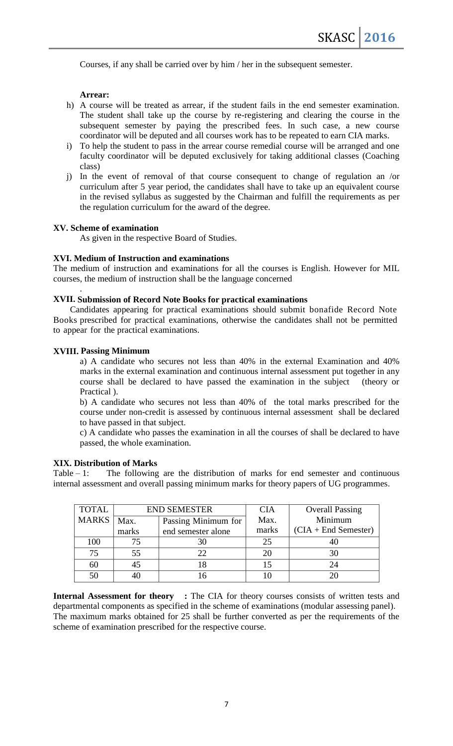Courses, if any shall be carried over by him / her in the subsequent semester.

**Arrear:**

h) A course will be treated as arrear, if the student fails in the end semester examination. The student shall take up the course by re-registering and clearing the course in the subsequent semester by paying the prescribed fees. In such case, a new course coordinator will be deputed and all courses work has to be repeated to earn CIA marks.

i) To help the student to pass in the arrear course remedial course will be arranged and one faculty coordinator will be deputed exclusively for taking additional classes (Coaching class)

j) In the event of removal of that course consequent to change of regulation an /or curriculum after 5 year period, the candidates shall have to take up an equivalent course in the revised syllabus as suggested by the Chairman and fulfill the requirements as per the regulation curriculum for the award of the degree.

**XV. Scheme of examination**

As given in the respective Board of Studies.

**XVI. Medium of Instruction and examinations**

The medium of instruction and examinations for all the courses is English. However for MIL courses, the medium of instruction shall be the language concerned

.

**XVII. Submission of Record Note Books for practical examinations**

Candidates appearing for practical examinations should submit bonafide Record Note Books prescribed for practical examinations, otherwise the candidates shall not be permitted to appear for the practical examinations.

**XVIII. Passing Minimum**

a) A candidate who secures not less than 40% in the external Examination and 40% marks in the external examination and continuous internal assessment put together in any course shall be declared to have passed the examination in the subject (theory or Practical ).

b) A candidate who secures not less than 40% of the total marks prescribed for the course under non-credit is assessed by continuous internal assessment shall be declared to have passed in that subject.

c) A candidate who passes the examination in all the courses of shall be declared to have passed, the whole examination.

**XIX. Distribution of Marks**

Table – 1: The following are the distribution of marks for end semester and continuous internal assessment and overall passing minimum marks for theory papers of UG programmes.

| TOTAL MARKS | END SEMESTER | | CIA | Overall Passing |
|---|---|---|---|---|
| | Max. marks | Passing Minimum for end semester alone | Max. marks | Minimum (CIA + End Semester) |
| 100 | 75 | 30 | 25 | 40 |
| 75 | 55 | 22 | 20 | 30 |
| 60 | 45 | 18 | 15 | 24 |
| 50 | 40 | 16 | 10 | 20 |

**Internal Assessment for theory :** The CIA for theory courses consists of written tests and departmental components as specified in the scheme of examinations (modular assessing panel). The maximum marks obtained for 25 shall be further converted as per the requirements of the scheme of examination prescribed for the respective course.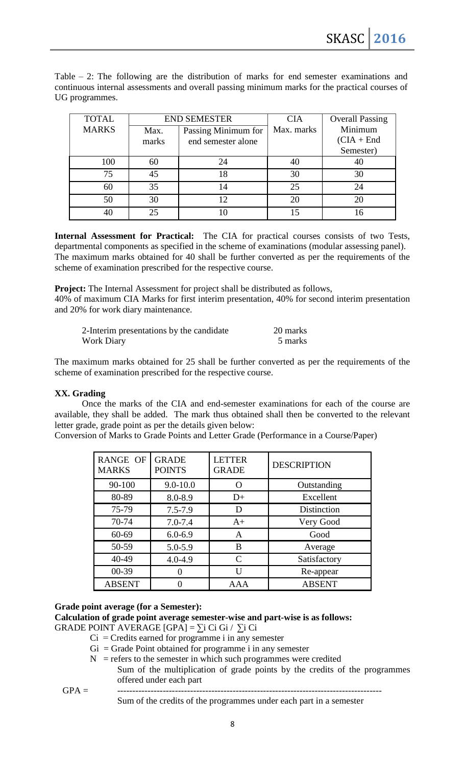Table – 2: The following are the distribution of marks for end semester examinations and continuous internal assessments and overall passing minimum marks for the practical courses of UG programmes.

| TOTAL MARKS | END SEMESTER | | CIA | Overall Passing |
|---|---|---|---|---|
| | Max. marks | Passing Minimum for end semester alone | Max. marks | Minimum (CIA + End Semester) |
| 100 | 60 | 24 | 40 | 40 |
| 75 | 45 | 18 | 30 | 30 |
| 60 | 35 | 14 | 25 | 24 |
| 50 | 30 | 12 | 20 | 20 |
| 40 | 25 | 10 | 15 | 16 |

**Internal Assessment for Practical:** The CIA for practical courses consists of two Tests, departmental components as specified in the scheme of examinations (modular assessing panel). The maximum marks obtained for 40 shall be further converted as per the requirements of the scheme of examination prescribed for the respective course.

**Project:** The Internal Assessment for project shall be distributed as follows,
40% of maximum CIA Marks for first interim presentation, 40% for second interim presentation and 20% for work diary maintenance.

| | |
|---|---|
| 2-Interim presentations by the candidate | 20 marks |
| Work Diary | 5 marks |

The maximum marks obtained for 25 shall be further converted as per the requirements of the scheme of examination prescribed for the respective course.

### XX. Grading

Once the marks of the CIA and end-semester examinations for each of the course are available, they shall be added. The mark thus obtained shall then be converted to the relevant letter grade, grade point as per the details given below:

Conversion of Marks to Grade Points and Letter Grade (Performance in a Course/Paper)

| RANGE OF MARKS | GRADE POINTS | LETTER GRADE | DESCRIPTION |
|---|---|---|---|
| 90-100 | 9.0-10.0 | O | Outstanding |
| 80-89 | 8.0-8.9 | D+ | Excellent |
| 75-79 | 7.5-7.9 | D | Distinction |
| 70-74 | 7.0-7.4 | A+ | Very Good |
| 60-69 | 6.0-6.9 | A | Good |
| 50-59 | 5.0-5.9 | B | Average |
| 40-49 | 4.0-4.9 | C | Satisfactory |
| 00-39 | 0 | U | Re-appear |
| ABSENT | 0 | AAA | ABSENT |

**Grade point average (for a Semester):**

**Calculation of grade point average semester-wise and part-wise is as follows:**

GRADE POINT AVERAGE [GPA] = $\sum_i C_i G_i / \sum_i C_i$

- $C_i$ = Credits earned for programme i in any semester
- $G_i$ = Grade Point obtained for programme i in any semester
- $N$ = refers to the semester in which such programmes were credited

$$GPA = \frac{\text{Sum of the multiplication of grade points by the credits of the programmes offered under each part}}{\text{Sum of the credits of the programmes under each part in a semester}}$$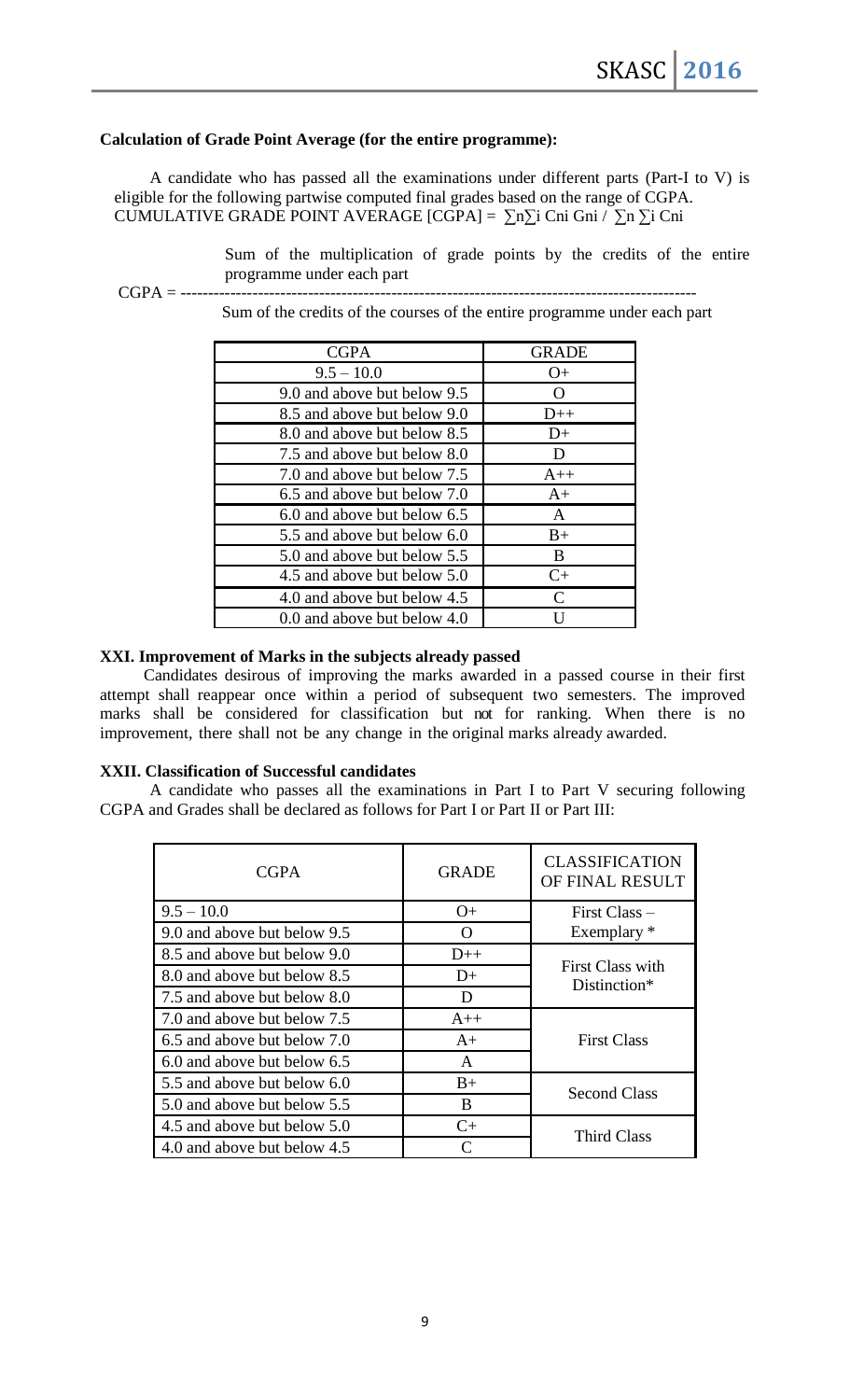**Calculation of Grade Point Average (for the entire programme):**

A candidate who has passed all the examinations under different parts (Part-I to V) is eligible for the following partwise computed final grades based on the range of CGPA.
CUMULATIVE GRADE POINT AVERAGE [CGPA] = $\sum_n \sum_i C_{ni} G_{ni} / \sum_n \sum_i C_{ni}$

$$\text{CGPA} = \frac{\text{Sum of the multiplication of grade points by the credits of the entire programme under each part}}{\text{Sum of the credits of the courses of the entire programme under each part}}$$

| CGPA | GRADE |
|---|---|
| 9.5 – 10.0 | O+ |
| 9.0 and above but below 9.5 | O |
| 8.5 and above but below 9.0 | D++ |
| 8.0 and above but below 8.5 | D+ |
| 7.5 and above but below 8.0 | D |
| 7.0 and above but below 7.5 | A++ |
| 6.5 and above but below 7.0 | A+ |
| 6.0 and above but below 6.5 | A |
| 5.5 and above but below 6.0 | B+ |
| 5.0 and above but below 5.5 | B |
| 4.5 and above but below 5.0 | C+ |
| 4.0 and above but below 4.5 | C |
| 0.0 and above but below 4.0 | U |

**XXI. Improvement of Marks in the subjects already passed**

Candidates desirous of improving the marks awarded in a passed course in their first attempt shall reappear once within a period of subsequent two semesters. The improved marks shall be considered for classification but not for ranking. When there is no improvement, there shall not be any change in the original marks already awarded.

**XXII. Classification of Successful candidates**

A candidate who passes all the examinations in Part I to Part V securing following CGPA and Grades shall be declared as follows for Part I or Part II or Part III:

| CGPA | GRADE | CLASSIFICATION OF FINAL RESULT |
|---|---|---|
| 9.5 – 10.0 | O+ | First Class – Exemplary * |
| 9.0 and above but below 9.5 | O | |
| 8.5 and above but below 9.0 | D++ | First Class with Distinction* |
| 8.0 and above but below 8.5 | D+ | |
| 7.5 and above but below 8.0 | D | |
| 7.0 and above but below 7.5 | A++ | First Class |
| 6.5 and above but below 7.0 | A+ | |
| 6.0 and above but below 6.5 | A | |
| 5.5 and above but below 6.0 | B+ | Second Class |
| 5.0 and above but below 5.5 | B | |
| 4.5 and above but below 5.0 | C+ | Third Class |
| 4.0 and above but below 4.5 | C | |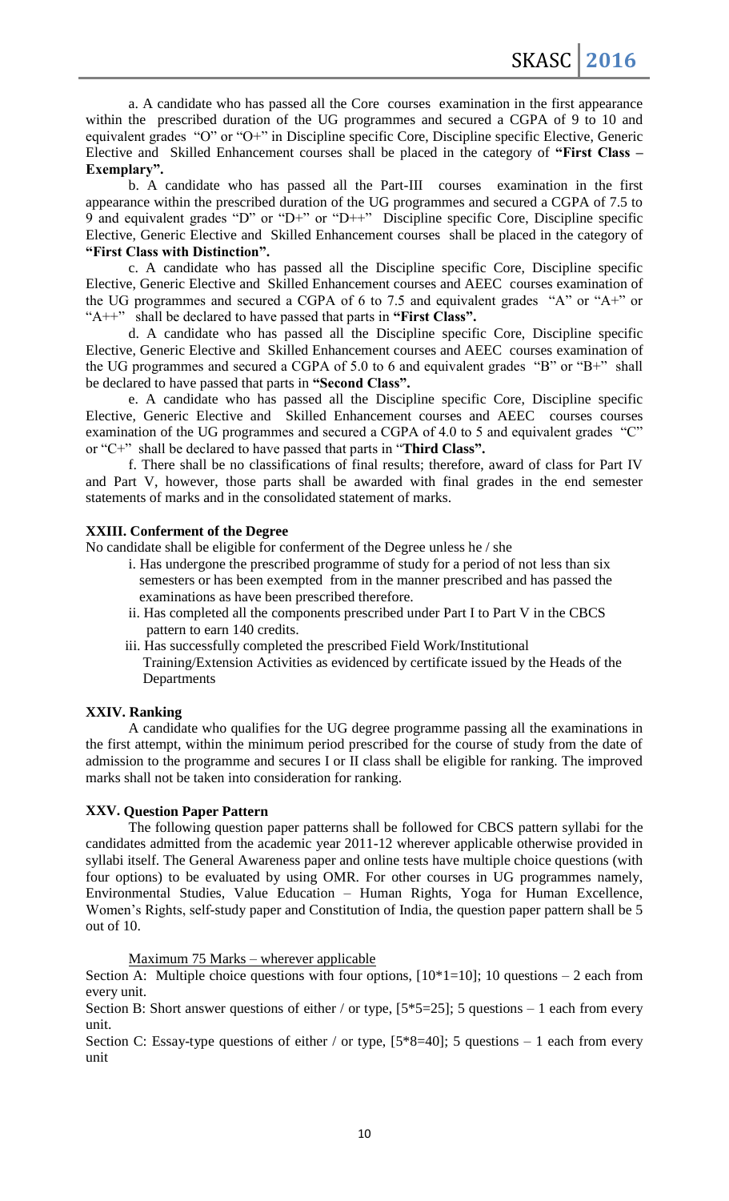a. A candidate who has passed all the Core courses examination in the first appearance within the prescribed duration of the UG programmes and secured a CGPA of 9 to 10 and equivalent grades "O" or "O+" in Discipline specific Core, Discipline specific Elective, Generic Elective and Skilled Enhancement courses shall be placed in the category of **"First Class – Exemplary".**

b. A candidate who has passed all the Part-III courses examination in the first appearance within the prescribed duration of the UG programmes and secured a CGPA of 7.5 to 9 and equivalent grades "D" or "D+" or "D++" Discipline specific Core, Discipline specific Elective, Generic Elective and Skilled Enhancement courses shall be placed in the category of **"First Class with Distinction".**

c. A candidate who has passed all the Discipline specific Core, Discipline specific Elective, Generic Elective and Skilled Enhancement courses and AEEC courses examination of the UG programmes and secured a CGPA of 6 to 7.5 and equivalent grades "A" or "A+" or "A++" shall be declared to have passed that parts in **"First Class".**

d. A candidate who has passed all the Discipline specific Core, Discipline specific Elective, Generic Elective and Skilled Enhancement courses and AEEC courses examination of the UG programmes and secured a CGPA of 5.0 to 6 and equivalent grades "B" or "B+" shall be declared to have passed that parts in **"Second Class".**

e. A candidate who has passed all the Discipline specific Core, Discipline specific Elective, Generic Elective and Skilled Enhancement courses and AEEC courses courses examination of the UG programmes and secured a CGPA of 4.0 to 5 and equivalent grades "C" or "C+" shall be declared to have passed that parts in "**Third Class".**

f. There shall be no classifications of final results; therefore, award of class for Part IV and Part V, however, those parts shall be awarded with final grades in the end semester statements of marks and in the consolidated statement of marks.

### XXIII. Conferment of the Degree

No candidate shall be eligible for conferment of the Degree unless he / she

i. Has undergone the prescribed programme of study for a period of not less than six semesters or has been exempted from in the manner prescribed and has passed the examinations as have been prescribed therefore.

ii. Has completed all the components prescribed under Part I to Part V in the CBCS pattern to earn 140 credits.

iii. Has successfully completed the prescribed Field Work/Institutional Training/Extension Activities as evidenced by certificate issued by the Heads of the Departments

### XXIV. Ranking

A candidate who qualifies for the UG degree programme passing all the examinations in the first attempt, within the minimum period prescribed for the course of study from the date of admission to the programme and secures I or II class shall be eligible for ranking. The improved marks shall not be taken into consideration for ranking.

### XXV. Question Paper Pattern

The following question paper patterns shall be followed for CBCS pattern syllabi for the candidates admitted from the academic year 2011-12 wherever applicable otherwise provided in syllabi itself. The General Awareness paper and online tests have multiple choice questions (with four options) to be evaluated by using OMR. For other courses in UG programmes namely, Environmental Studies, Value Education – Human Rights, Yoga for Human Excellence, Women's Rights, self-study paper and Constitution of India, the question paper pattern shall be 5 out of 10.

Maximum 75 Marks – wherever applicable

Section A: Multiple choice questions with four options, [10*1=10]; 10 questions – 2 each from every unit.

Section B: Short answer questions of either / or type, [5*5=25]; 5 questions – 1 each from every unit.

Section C: Essay-type questions of either / or type, [5*8=40]; 5 questions – 1 each from every unit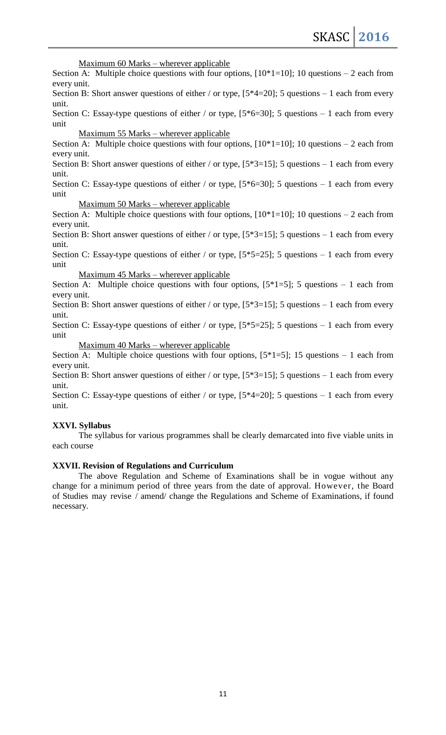Maximum 60 Marks – wherever applicable

Section A: Multiple choice questions with four options, [10*1=10]; 10 questions – 2 each from every unit.

Section B: Short answer questions of either / or type, [5*4=20]; 5 questions – 1 each from every unit.

Section C: Essay-type questions of either / or type, [5*6=30]; 5 questions – 1 each from every unit

Maximum 55 Marks – wherever applicable

Section A: Multiple choice questions with four options, [10*1=10]; 10 questions – 2 each from every unit.

Section B: Short answer questions of either / or type, [5*3=15]; 5 questions – 1 each from every unit.

Section C: Essay-type questions of either / or type, [5*6=30]; 5 questions – 1 each from every unit

Maximum 50 Marks – wherever applicable

Section A: Multiple choice questions with four options, [10*1=10]; 10 questions – 2 each from every unit.

Section B: Short answer questions of either / or type, [5*3=15]; 5 questions – 1 each from every unit.

Section C: Essay-type questions of either / or type, [5*5=25]; 5 questions – 1 each from every unit

Maximum 45 Marks – wherever applicable

Section A: Multiple choice questions with four options, [5*1=5]; 5 questions – 1 each from every unit.

Section B: Short answer questions of either / or type, [5*3=15]; 5 questions – 1 each from every unit.

Section C: Essay-type questions of either / or type, [5*5=25]; 5 questions – 1 each from every unit

Maximum 40 Marks – wherever applicable

Section A: Multiple choice questions with four options, [5*1=5]; 15 questions – 1 each from every unit.

Section B: Short answer questions of either / or type, [5*3=15]; 5 questions – 1 each from every unit.

Section C: Essay-type questions of either / or type, [5*4=20]; 5 questions – 1 each from every unit.

**XXVI. Syllabus**

The syllabus for various programmes shall be clearly demarcated into five viable units in each course

**XXVII. Revision of Regulations and Curriculum**

The above Regulation and Scheme of Examinations shall be in vogue without any change for a minimum period of three years from the date of approval. However, the Board of Studies may revise / amend/ change the Regulations and Scheme of Examinations, if found necessary.